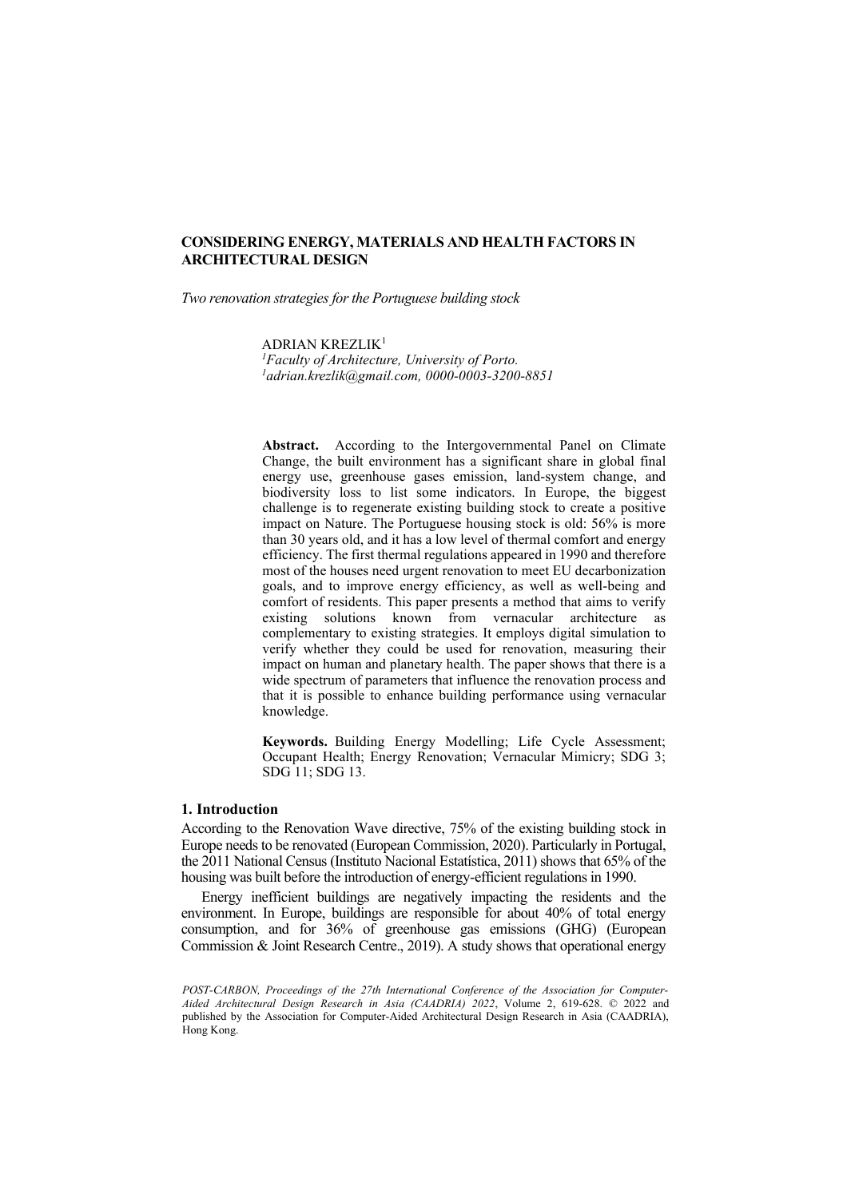# CONSIDERING ENERGY, MATERIALS AND HEALTH FACTORS IN ARCHITECTURAL DESIGN

*Two renovation strategies for the Portuguese building stock*

ADRIAN KREZLIK[1]
[1]*Faculty of Architecture, University of Porto.*
[1]*adrian.krezlik@gmail.com, 0000-0003-3200-8851*

**Abstract.** According to the Intergovernmental Panel on Climate Change, the built environment has a significant share in global final energy use, greenhouse gases emission, land-system change, and biodiversity loss to list some indicators. In Europe, the biggest challenge is to regenerate existing building stock to create a positive impact on Nature. The Portuguese housing stock is old: 56% is more than 30 years old, and it has a low level of thermal comfort and energy efficiency. The first thermal regulations appeared in 1990 and therefore most of the houses need urgent renovation to meet EU decarbonization goals, and to improve energy efficiency, as well as well-being and comfort of residents. This paper presents a method that aims to verify existing solutions known from vernacular architecture as complementary to existing strategies. It employs digital simulation to verify whether they could be used for renovation, measuring their impact on human and planetary health. The paper shows that there is a wide spectrum of parameters that influence the renovation process and that it is possible to enhance building performance using vernacular knowledge.

**Keywords.** Building Energy Modelling; Life Cycle Assessment; Occupant Health; Energy Renovation; Vernacular Mimicry; SDG 3; SDG 11; SDG 13.

## 1. Introduction

According to the Renovation Wave directive, 75% of the existing building stock in Europe needs to be renovated (European Commission, 2020). Particularly in Portugal, the 2011 National Census (Instituto Nacional Estatística, 2011) shows that 65% of the housing was built before the introduction of energy-efficient regulations in 1990.

Energy inefficient buildings are negatively impacting the residents and the environment. In Europe, buildings are responsible for about 40% of total energy consumption, and for 36% of greenhouse gas emissions (GHG) (European Commission & Joint Research Centre., 2019). A study shows that operational energy

*POST-CARBON, Proceedings of the 27th International Conference of the Association for Computer-Aided Architectural Design Research in Asia (CAADRIA) 2022*, Volume 2, 619-628. © 2022 and published by the Association for Computer-Aided Architectural Design Research in Asia (CAADRIA), Hong Kong.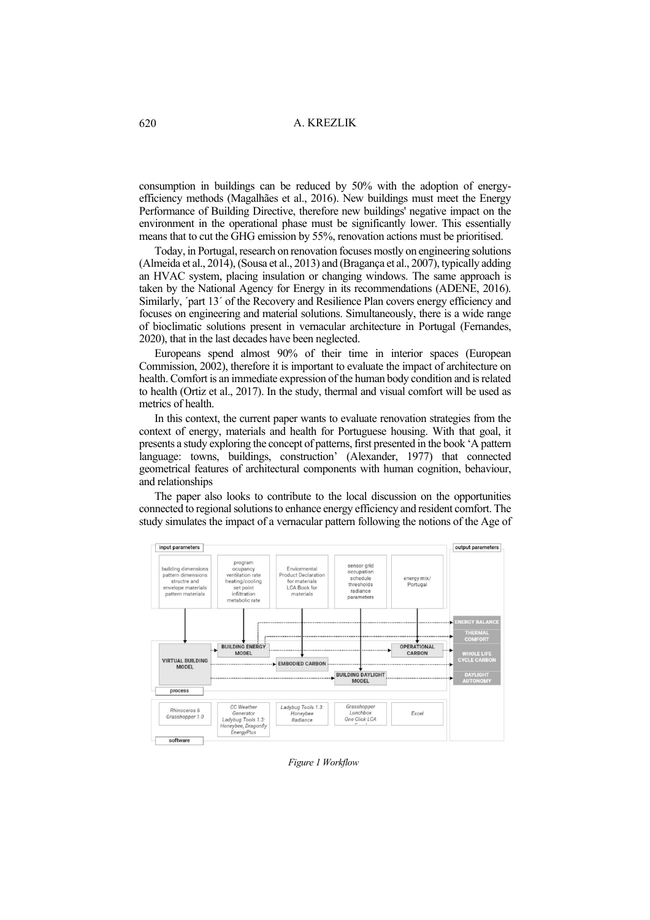consumption in buildings can be reduced by 50% with the adoption of energy-efficiency methods (Magalhães et al., 2016). New buildings must meet the Energy Performance of Building Directive, therefore new buildings' negative impact on the environment in the operational phase must be significantly lower. This essentially means that to cut the GHG emission by 55%, renovation actions must be prioritised.

Today, in Portugal, research on renovation focuses mostly on engineering solutions (Almeida et al., 2014), (Sousa et al., 2013) and (Bragança et al., 2007), typically adding an HVAC system, placing insulation or changing windows. The same approach is taken by the National Agency for Energy in its recommendations (ADENE, 2016). Similarly, ´part 13´ of the Recovery and Resilience Plan covers energy efficiency and focuses on engineering and material solutions. Simultaneously, there is a wide range of bioclimatic solutions present in vernacular architecture in Portugal (Fernandes, 2020), that in the last decades have been neglected.

Europeans spend almost 90% of their time in interior spaces (European Commission, 2002), therefore it is important to evaluate the impact of architecture on health. Comfort is an immediate expression of the human body condition and is related to health (Ortiz et al., 2017). In the study, thermal and visual comfort will be used as metrics of health.

In this context, the current paper wants to evaluate renovation strategies from the context of energy, materials and health for Portuguese housing. With that goal, it presents a study exploring the concept of patterns, first presented in the book 'A pattern language: towns, buildings, construction' (Alexander, 1977) that connected geometrical features of architectural components with human cognition, behaviour, and relationships

The paper also looks to contribute to the local discussion on the opportunities connected to regional solutions to enhance energy efficiency and resident comfort. The study simulates the impact of a vernacular pattern following the notions of the Age of

*Figure 1 Workflow*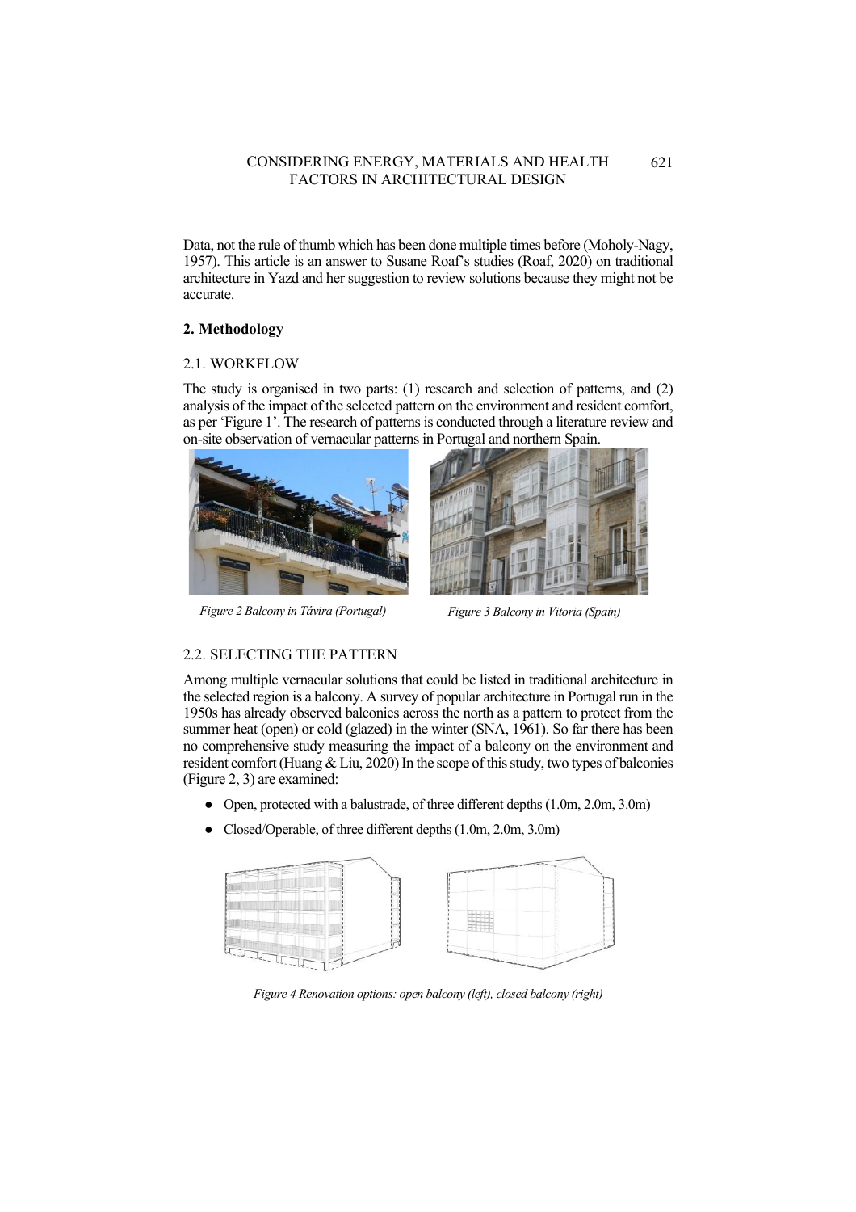Data, not the rule of thumb which has been done multiple times before (Moholy-Nagy, 1957). This article is an answer to Susane Roaf's studies (Roaf, 2020) on traditional architecture in Yazd and her suggestion to review solutions because they might not be accurate.

## 2. Methodology

### 2.1. WORKFLOW

The study is organised in two parts: (1) research and selection of patterns, and (2) analysis of the impact of the selected pattern on the environment and resident comfort, as per 'Figure 1'. The research of patterns is conducted through a literature review and on-site observation of vernacular patterns in Portugal and northern Spain.

*Figure 2 Balcony in Távira (Portugal)*

*Figure 3 Balcony in Vitoria (Spain)*

### 2.2. SELECTING THE PATTERN

Among multiple vernacular solutions that could be listed in traditional architecture in the selected region is a balcony. A survey of popular architecture in Portugal run in the 1950s has already observed balconies across the north as a pattern to protect from the summer heat (open) or cold (glazed) in the winter (SNA, 1961). So far there has been no comprehensive study measuring the impact of a balcony on the environment and resident comfort (Huang & Liu, 2020) In the scope of this study, two types of balconies (Figure 2, 3) are examined:

- Open, protected with a balustrade, of three different depths (1.0m, 2.0m, 3.0m)
- Closed/Operable, of three different depths (1.0m, 2.0m, 3.0m)

*Figure 4 Renovation options: open balcony (left), closed balcony (right)*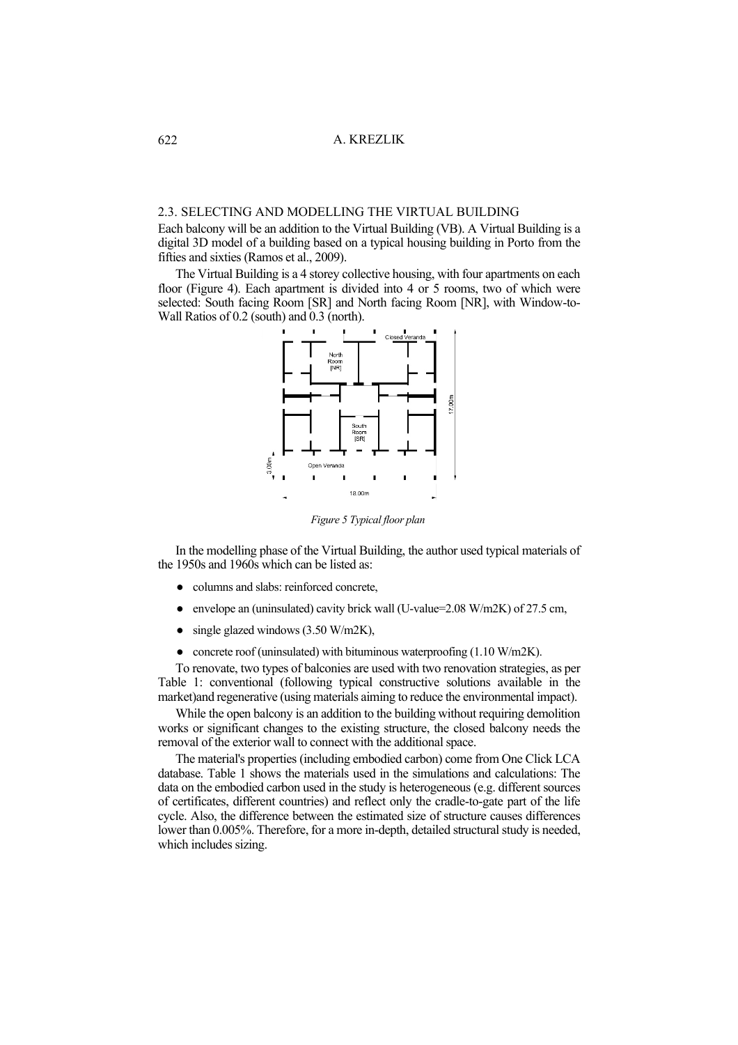## 2.3. SELECTING AND MODELLING THE VIRTUAL BUILDING

Each balcony will be an addition to the Virtual Building (VB). A Virtual Building is a digital 3D model of a building based on a typical housing building in Porto from the fifties and sixties (Ramos et al., 2009).

The Virtual Building is a 4 storey collective housing, with four apartments on each floor (Figure 4). Each apartment is divided into 4 or 5 rooms, two of which were selected: South facing Room [SR] and North facing Room [NR], with Window-to-Wall Ratios of 0.2 (south) and 0.3 (north).

*Figure 5 Typical floor plan*

In the modelling phase of the Virtual Building, the author used typical materials of the 1950s and 1960s which can be listed as:

- columns and slabs: reinforced concrete,
- envelope an (uninsulated) cavity brick wall (U-value=2.08 W/m2K) of 27.5 cm,
- single glazed windows (3.50 W/m2K),
- concrete roof (uninsulated) with bituminous waterproofing (1.10 W/m2K).

To renovate, two types of balconies are used with two renovation strategies, as per Table 1: conventional (following typical constructive solutions available in the market)and regenerative (using materials aiming to reduce the environmental impact).

While the open balcony is an addition to the building without requiring demolition works or significant changes to the existing structure, the closed balcony needs the removal of the exterior wall to connect with the additional space.

The material's properties (including embodied carbon) come from One Click LCA database. Table 1 shows the materials used in the simulations and calculations: The data on the embodied carbon used in the study is heterogeneous (e.g. different sources of certificates, different countries) and reflect only the cradle-to-gate part of the life cycle. Also, the difference between the estimated size of structure causes differences lower than 0.005%. Therefore, for a more in-depth, detailed structural study is needed, which includes sizing.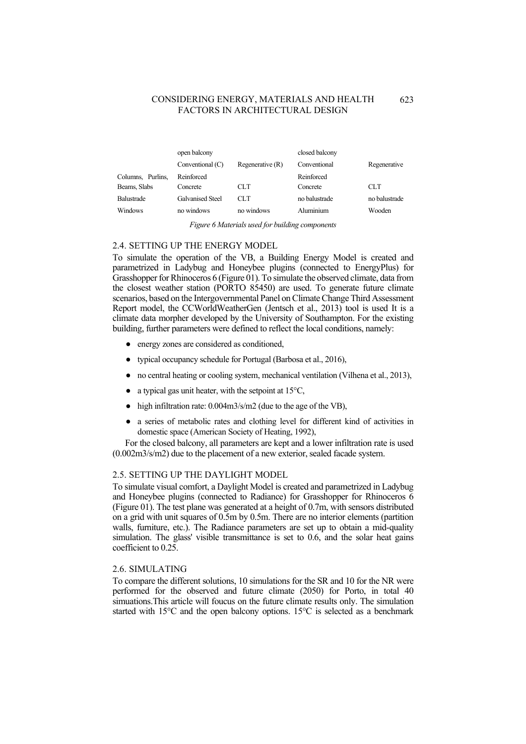| | open balcony | | closed balcony | |
|---|---|---|---|---|
| | Conventional (C) | Regenerative (R) | Conventional | Regenerative |
| Columns, Purlins, Beams, Slabs | Reinforced Concrete | CLT | Reinforced Concrete | CLT |
| Balustrade | Galvanised Steel | CLT | no balustrade | no balustrade |
| Windows | no windows | no windows | Aluminium | Wooden |

*Figure 6 Materials used for building components*

### 2.4. SETTING UP THE ENERGY MODEL

To simulate the operation of the VB, a Building Energy Model is created and parametrized in Ladybug and Honeybee plugins (connected to EnergyPlus) for Grasshopper for Rhinoceros 6 (Figure 01). To simulate the observed climate, data from the closest weather station (PORTO 85450) are used. To generate future climate scenarios, based on the Intergovernmental Panel on Climate Change Third Assessment Report model, the CCWorldWeatherGen (Jentsch et al., 2013) tool is used It is a climate data morpher developed by the University of Southampton. For the existing building, further parameters were defined to reflect the local conditions, namely:

- energy zones are considered as conditioned,
- typical occupancy schedule for Portugal (Barbosa et al., 2016),
- no central heating or cooling system, mechanical ventilation (Vilhena et al., 2013),
- a typical gas unit heater, with the setpoint at 15°C,
- high infiltration rate: 0.004m3/s/m2 (due to the age of the VB),
- a series of metabolic rates and clothing level for different kind of activities in domestic space (American Society of Heating, 1992),

For the closed balcony, all parameters are kept and a lower infiltration rate is used (0.002m3/s/m2) due to the placement of a new exterior, sealed facade system.

### 2.5. SETTING UP THE DAYLIGHT MODEL

To simulate visual comfort, a Daylight Model is created and parametrized in Ladybug and Honeybee plugins (connected to Radiance) for Grasshopper for Rhinoceros 6 (Figure 01). The test plane was generated at a height of 0.7m, with sensors distributed on a grid with unit squares of 0.5m by 0.5m. There are no interior elements (partition walls, furniture, etc.). The Radiance parameters are set up to obtain a mid-quality simulation. The glass' visible transmittance is set to 0.6, and the solar heat gains coefficient to 0.25.

### 2.6. SIMULATING

To compare the different solutions, 10 simulations for the SR and 10 for the NR were performed for the observed and future climate (2050) for Porto, in total 40 simuations.This article will foucus on the future climate results only. The simulation started with 15°C and the open balcony options. 15°C is selected as a benchmark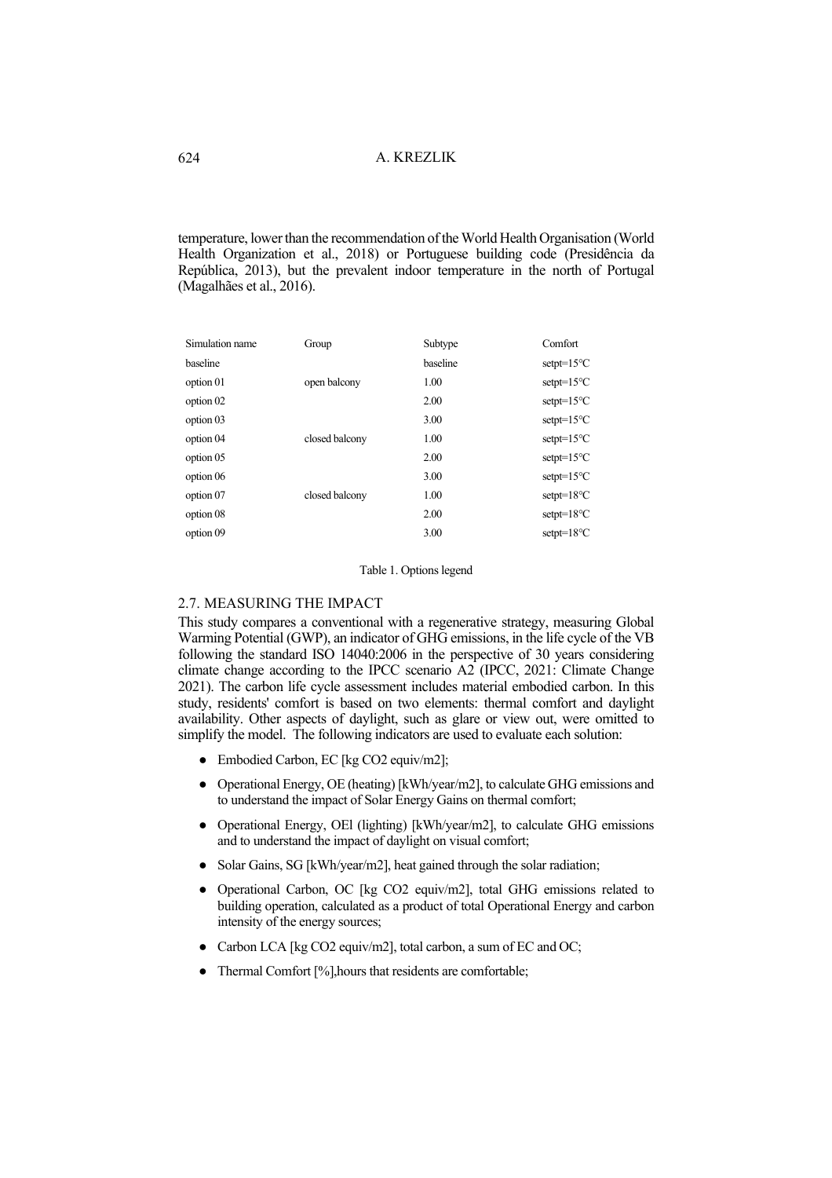temperature, lower than the recommendation of the World Health Organisation (World Health Organization et al., 2018) or Portuguese building code (Presidência da República, 2013), but the prevalent indoor temperature in the north of Portugal (Magalhães et al., 2016).

| Simulation name | Group | Subtype | Comfort |
|---|---|---|---|
| baseline | | baseline | setpt=15°C |
| option 01 | open balcony | 1.00 | setpt=15°C |
| option 02 | | 2.00 | setpt=15°C |
| option 03 | | 3.00 | setpt=15°C |
| option 04 | closed balcony | 1.00 | setpt=15°C |
| option 05 | | 2.00 | setpt=15°C |
| option 06 | | 3.00 | setpt=15°C |
| option 07 | closed balcony | 1.00 | setpt=18°C |
| option 08 | | 2.00 | setpt=18°C |
| option 09 | | 3.00 | setpt=18°C |

Table 1. Options legend

## 2.7. MEASURING THE IMPACT

This study compares a conventional with a regenerative strategy, measuring Global Warming Potential (GWP), an indicator of GHG emissions, in the life cycle of the VB following the standard ISO 14040:2006 in the perspective of 30 years considering climate change according to the IPCC scenario A2 (IPCC, 2021: Climate Change 2021). The carbon life cycle assessment includes material embodied carbon. In this study, residents' comfort is based on two elements: thermal comfort and daylight availability. Other aspects of daylight, such as glare or view out, were omitted to simplify the model. The following indicators are used to evaluate each solution:

- Embodied Carbon, EC [kg $CO_2$ equiv/m2];
- Operational Energy, OE (heating) [kWh/year/m2], to calculate GHG emissions and to understand the impact of Solar Energy Gains on thermal comfort;
- Operational Energy, OEl (lighting) [kWh/year/m2], to calculate GHG emissions and to understand the impact of daylight on visual comfort;
- Solar Gains, SG [kWh/year/m2], heat gained through the solar radiation;
- Operational Carbon, OC [kg $CO_2$ equiv/m2], total GHG emissions related to building operation, calculated as a product of total Operational Energy and carbon intensity of the energy sources;
- Carbon LCA [kg $CO_2$ equiv/m2], total carbon, a sum of EC and OC;
- Thermal Comfort [%],hours that residents are comfortable;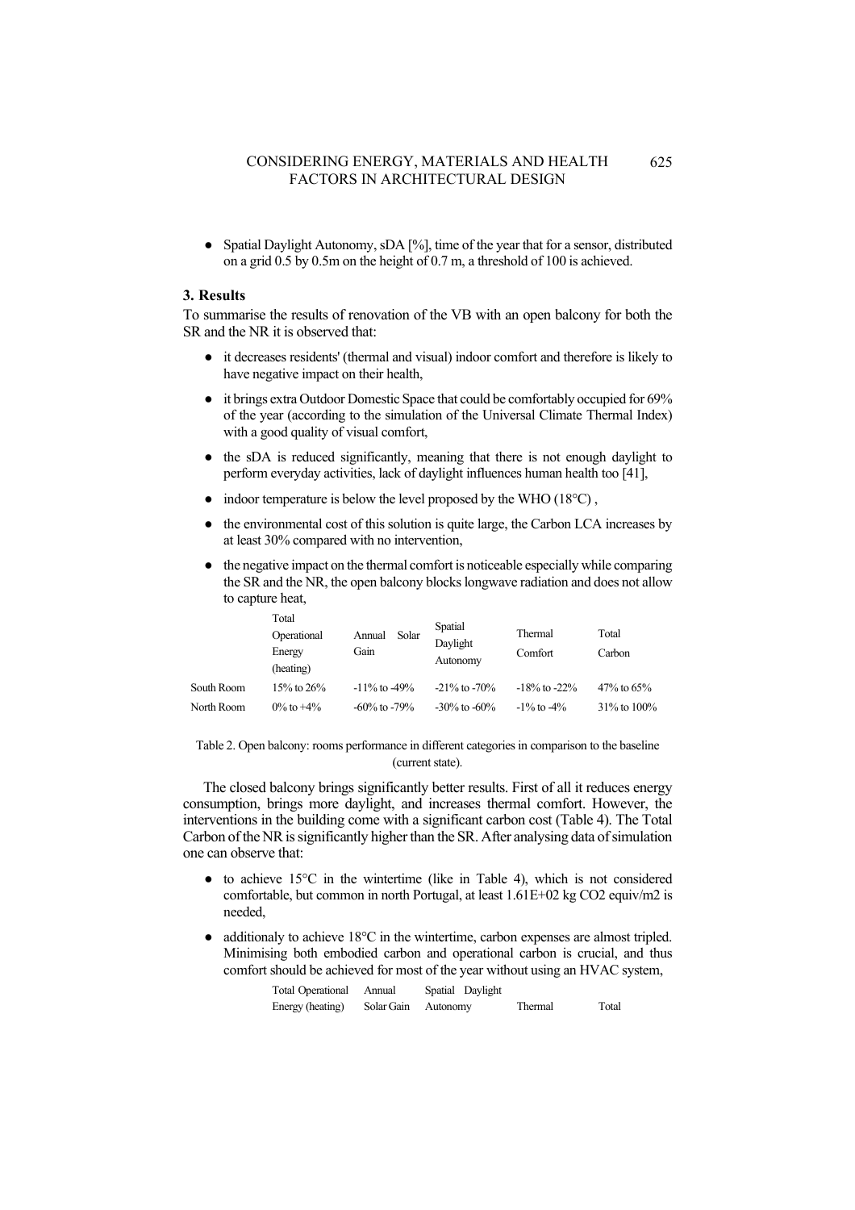- Spatial Daylight Autonomy, sDA [%], time of the year that for a sensor, distributed on a grid 0.5 by 0.5m on the height of 0.7 m, a threshold of 100 is achieved.

## 3. Results

To summarise the results of renovation of the VB with an open balcony for both the SR and the NR it is observed that:

- it decreases residents' (thermal and visual) indoor comfort and therefore is likely to have negative impact on their health,
- it brings extra Outdoor Domestic Space that could be comfortably occupied for 69% of the year (according to the simulation of the Universal Climate Thermal Index) with a good quality of visual comfort,
- the sDA is reduced significantly, meaning that there is not enough daylight to perform everyday activities, lack of daylight influences human health too [41],
- indoor temperature is below the level proposed by the WHO (18°C) ,
- the environmental cost of this solution is quite large, the Carbon LCA increases by at least 30% compared with no intervention,
- the negative impact on the thermal comfort is noticeable especially while comparing the SR and the NR, the open balcony blocks longwave radiation and does not allow to capture heat,

| | Total Operational Energy (heating) | Annual Solar Gain | Spatial Daylight Autonomy | Thermal Comfort | Total Carbon |
|---|---|---|---|---|---|
| South Room | 15% to 26% | -11% to -49% | -21% to -70% | -18% to -22% | 47% to 65% |
| North Room | 0% to +4% | -60% to -79% | -30% to -60% | -1% to -4% | 31% to 100% |

Table 2. Open balcony: rooms performance in different categories in comparison to the baseline (current state).

The closed balcony brings significantly better results. First of all it reduces energy consumption, brings more daylight, and increases thermal comfort. However, the interventions in the building come with a significant carbon cost (Table 4). The Total Carbon of the NR is significantly higher than the SR. After analysing data of simulation one can observe that:

- to achieve 15°C in the wintertime (like in Table 4), which is not considered comfortable, but common in north Portugal, at least 1.61E+02 kg $CO_2$ equiv/m2 is needed,
- additionaly to achieve 18°C in the wintertime, carbon expenses are almost tripled. Minimising both embodied carbon and operational carbon is crucial, and thus comfort should be achieved for most of the year without using an HVAC system,

| Total Operational Energy (heating) | Annual Solar Gain | Spatial Daylight Autonomy | Thermal | Total |
|---|---|---|---|---|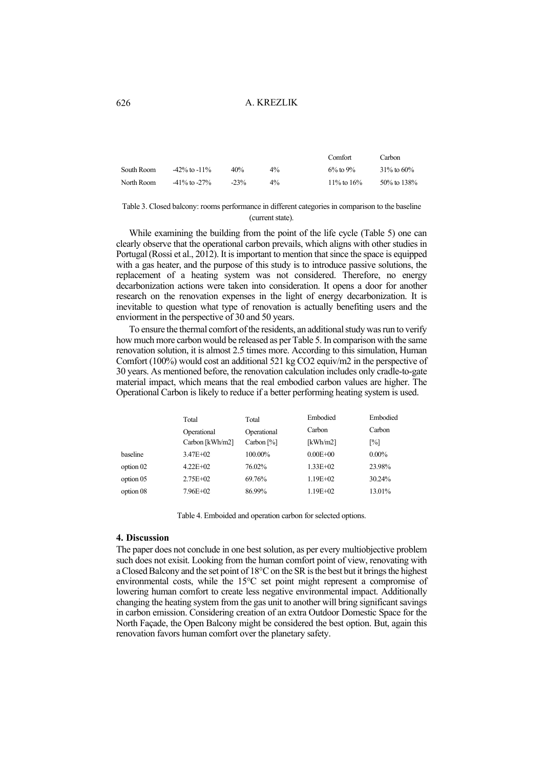|  |  |  |  | Comfort | Carbon |
|---|---|---|---|---|---|
| South Room | -42% to -11% | 40% | 4% | 6% to 9% | 31% to 60% |
| North Room | -41% to -27% | -23% | 4% | 11% to 16% | 50% to 138% |

Table 3. Closed balcony: rooms performance in different categories in comparison to the baseline (current state).

While examining the building from the point of the life cycle (Table 5) one can clearly observe that the operational carbon prevails, which aligns with other studies in Portugal (Rossi et al., 2012). It is important to mention that since the space is equipped with a gas heater, and the purpose of this study is to introduce passive solutions, the replacement of a heating system was not considered. Therefore, no energy decarbonization actions were taken into consideration. It opens a door for another research on the renovation expenses in the light of energy decarbonization. It is inevitable to question what type of renovation is actually benefiting users and the enviorment in the perspective of 30 and 50 years.

To ensure the thermal comfort of the residents, an additional study was run to verify how much more carbon would be released as per Table 5. In comparison with the same renovation solution, it is almost 2.5 times more. According to this simulation, Human Comfort (100%) would cost an additional 521 kg CO2 equiv/m2 in the perspective of 30 years. As mentioned before, the renovation calculation includes only cradle-to-gate material impact, which means that the real embodied carbon values are higher. The Operational Carbon is likely to reduce if a better performing heating system is used.

|  | Total Operational Carbon [kWh/m2] | Total Operational Carbon [%] | Embodied Carbon [kWh/m2] | Embodied Carbon [%] |
|---|---|---|---|---|
| baseline | 3.47E+02 | 100.00% | 0.00E+00 | 0.00% |
| option 02 | 4.22E+02 | 76.02% | 1.33E+02 | 23.98% |
| option 05 | 2.75E+02 | 69.76% | 1.19E+02 | 30.24% |
| option 08 | 7.96E+02 | 86.99% | 1.19E+02 | 13.01% |

Table 4. Emboided and operation carbon for selected options.

### 4. Discussion

The paper does not conclude in one best solution, as per every multiobjective problem such does not exisit. Looking from the human comfort point of view, renovating with a Closed Balcony and the set point of 18°C on the SR is the best but it brings the highest environmental costs, while the 15°C set point might represent a compromise of lowering human comfort to create less negative environmental impact. Additionally changing the heating system from the gas unit to another will bring significant savings in carbon emission. Considering creation of an extra Outdoor Domestic Space for the North Façade, the Open Balcony might be considered the best option. But, again this renovation favors human comfort over the planetary safety.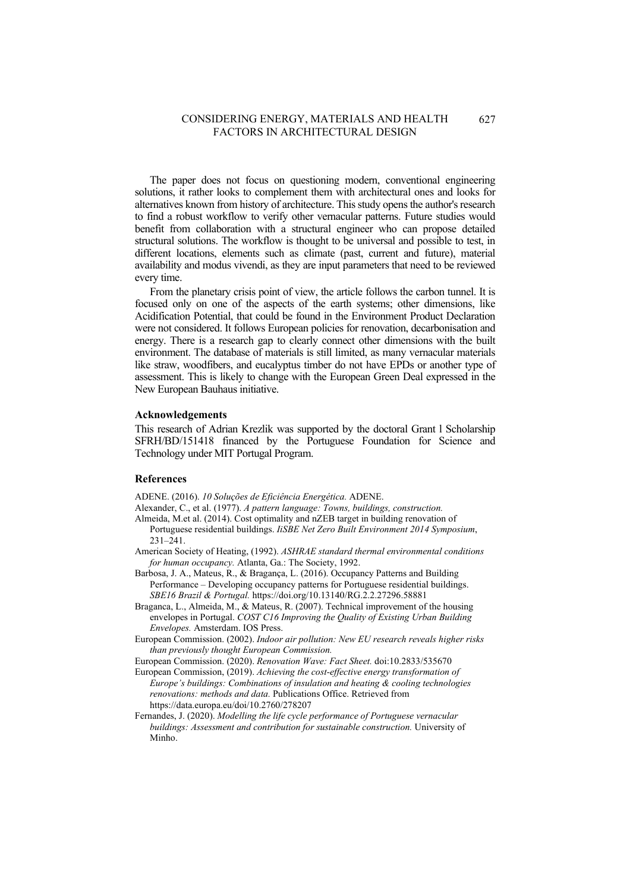The paper does not focus on questioning modern, conventional engineering solutions, it rather looks to complement them with architectural ones and looks for alternatives known from history of architecture. This study opens the author's research to find a robust workflow to verify other vernacular patterns. Future studies would benefit from collaboration with a structural engineer who can propose detailed structural solutions. The workflow is thought to be universal and possible to test, in different locations, elements such as climate (past, current and future), material availability and modus vivendi, as they are input parameters that need to be reviewed every time.

From the planetary crisis point of view, the article follows the carbon tunnel. It is focused only on one of the aspects of the earth systems; other dimensions, like Acidification Potential, that could be found in the Environment Product Declaration were not considered. It follows European policies for renovation, decarbonisation and energy. There is a research gap to clearly connect other dimensions with the built environment. The database of materials is still limited, as many vernacular materials like straw, woodfibers, and eucalyptus timber do not have EPDs or another type of assessment. This is likely to change with the European Green Deal expressed in the New European Bauhaus initiative.

### Acknowledgements

This research of Adrian Krezlik was supported by the doctoral Grant l Scholarship SFRH/BD/151418 financed by the Portuguese Foundation for Science and Technology under MIT Portugal Program.

### References

ADENE. (2016). *10 Soluções de Eficiência Energética.* ADENE.

Alexander, C., et al. (1977). *A pattern language: Towns, buildings, construction.*

Almeida, M.et al. (2014). Cost optimality and nZEB target in building renovation of Portuguese residential buildings. *IiSBE Net Zero Built Environment 2014 Symposium*, 231–241.

American Society of Heating, (1992). *ASHRAE standard thermal environmental conditions for human occupancy.* Atlanta, Ga.: The Society, 1992.

Barbosa, J. A., Mateus, R., & Bragança, L. (2016). Occupancy Patterns and Building Performance – Developing occupancy patterns for Portuguese residential buildings. *SBE16 Brazil & Portugal.* https://doi.org/10.13140/RG.2.2.27296.58881

Braganca, L., Almeida, M., & Mateus, R. (2007). Technical improvement of the housing envelopes in Portugal. *COST C16 Improving the Quality of Existing Urban Building Envelopes.* Amsterdam. IOS Press.

European Commission. (2002). *Indoor air pollution: New EU research reveals higher risks than previously thought European Commission.*

European Commission. (2020). *Renovation Wave: Fact Sheet.* doi:10.2833/535670

European Commission, (2019). *Achieving the cost-effective energy transformation of Europe's buildings: Combinations of insulation and heating & cooling technologies renovations: methods and data.* Publications Office. Retrieved from https://data.europa.eu/doi/10.2760/278207

Fernandes, J. (2020). *Modelling the life cycle performance of Portuguese vernacular buildings: Assessment and contribution for sustainable construction.* University of Minho.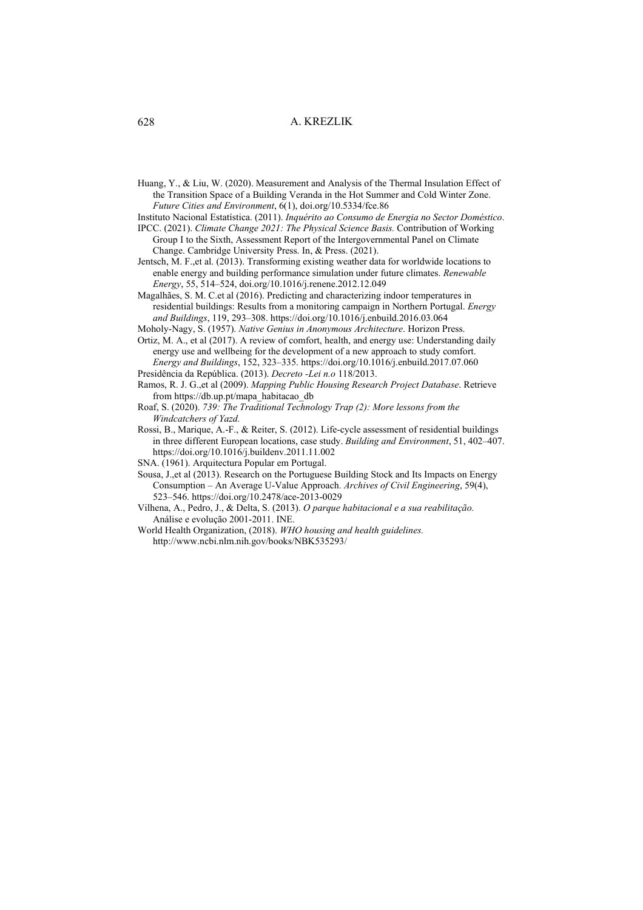Huang, Y., & Liu, W. (2020). Measurement and Analysis of the Thermal Insulation Effect of the Transition Space of a Building Veranda in the Hot Summer and Cold Winter Zone. *Future Cities and Environment*, 6(1), doi.org/10.5334/fce.86

Instituto Nacional Estatística. (2011). *Inquérito ao Consumo de Energia no Sector Doméstico*.

IPCC. (2021). *Climate Change 2021: The Physical Science Basis.* Contribution of Working Group I to the Sixth, Assessment Report of the Intergovernmental Panel on Climate Change. Cambridge University Press. In, & Press. (2021).

Jentsch, M. F.,et al. (2013). Transforming existing weather data for worldwide locations to enable energy and building performance simulation under future climates. *Renewable Energy*, 55, 514–524, doi.org/10.1016/j.renene.2012.12.049

Magalhães, S. M. C.et al (2016). Predicting and characterizing indoor temperatures in residential buildings: Results from a monitoring campaign in Northern Portugal. *Energy and Buildings*, 119, 293–308. https://doi.org/10.1016/j.enbuild.2016.03.064

Moholy-Nagy, S. (1957). *Native Genius in Anonymous Architecture*. Horizon Press.

Ortiz, M. A., et al (2017). A review of comfort, health, and energy use: Understanding daily energy use and wellbeing for the development of a new approach to study comfort. *Energy and Buildings*, 152, 323–335. https://doi.org/10.1016/j.enbuild.2017.07.060

Presidência da República. (2013). *Decreto -Lei n.o* 118/2013.

Ramos, R. J. G.,et al (2009). *Mapping Public Housing Research Project Database*. Retrieve from https://db.up.pt/mapa_habitacao_db

Roaf, S. (2020). *739: The Traditional Technology Trap (2): More lessons from the Windcatchers of Yazd.*

Rossi, B., Marique, A.-F., & Reiter, S. (2012). Life-cycle assessment of residential buildings in three different European locations, case study. *Building and Environment*, 51, 402–407. https://doi.org/10.1016/j.buildenv.2011.11.002

SNA. (1961). Arquitectura Popular em Portugal.

Sousa, J.,et al (2013). Research on the Portuguese Building Stock and Its Impacts on Energy Consumption – An Average U-Value Approach. *Archives of Civil Engineering*, 59(4), 523–546. https://doi.org/10.2478/ace-2013-0029

Vilhena, A., Pedro, J., & Delta, S. (2013). *O parque habitacional e a sua reabilitação.* Análise e evolução 2001-2011. INE.

World Health Organization, (2018). *WHO housing and health guidelines.* http://www.ncbi.nlm.nih.gov/books/NBK535293/